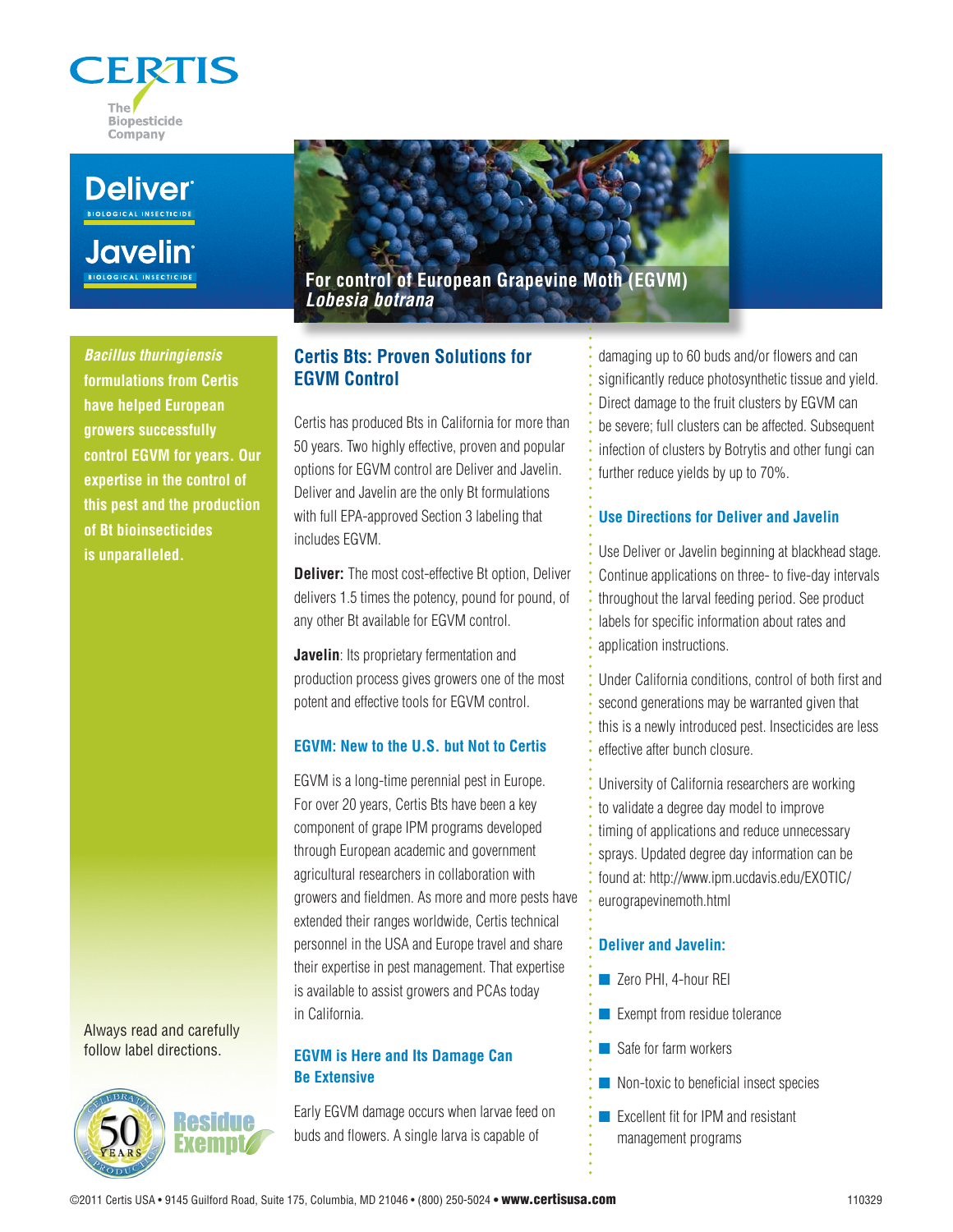CERTIS

The Biopesticide Company

**Deliver®**
BIOLOGICAL INSECTICIDE

**Javelin®**
BIOLOGICAL INSECTICIDE

# For control of European Grapevine Moth (EGVM) *Lobesia botrana*

***Bacillus thuringiensis*** **formulations from Certis have helped European growers successfully control EGVM for years. Our expertise in the control of this pest and the production of Bt bioinsecticides is unparalleled.**

Always read and carefully follow label directions.

## Certis Bts: Proven Solutions for EGVM Control

Certis has produced Bts in California for more than 50 years. Two highly effective, proven and popular options for EGVM control are Deliver and Javelin. Deliver and Javelin are the only Bt formulations with full EPA-approved Section 3 labeling that includes EGVM.

**Deliver:** The most cost-effective Bt option, Deliver delivers 1.5 times the potency, pound for pound, of any other Bt available for EGVM control.

**Javelin**: Its proprietary fermentation and production process gives growers one of the most potent and effective tools for EGVM control.

### EGVM: New to the U.S. but Not to Certis

EGVM is a long-time perennial pest in Europe. For over 20 years, Certis Bts have been a key component of grape IPM programs developed through European academic and government agricultural researchers in collaboration with growers and fieldmen. As more and more pests have extended their ranges worldwide, Certis technical personnel in the USA and Europe travel and share their expertise in pest management. That expertise is available to assist growers and PCAs today in California.

### EGVM is Here and Its Damage Can Be Extensive

Early EGVM damage occurs when larvae feed on buds and flowers. A single larva is capable of damaging up to 60 buds and/or flowers and can significantly reduce photosynthetic tissue and yield. Direct damage to the fruit clusters by EGVM can be severe; full clusters can be affected. Subsequent infection of clusters by Botrytis and other fungi can further reduce yields by up to 70%.

### Use Directions for Deliver and Javelin

Use Deliver or Javelin beginning at blackhead stage. Continue applications on three- to five-day intervals throughout the larval feeding period. See product labels for specific information about rates and application instructions.

Under California conditions, control of both first and second generations may be warranted given that this is a newly introduced pest. Insecticides are less effective after bunch closure.

University of California researchers are working to validate a degree day model to improve timing of applications and reduce unnecessary sprays. Updated degree day information can be found at: http://www.ipm.ucdavis.edu/EXOTIC/eurograpevinemoth.html

### Deliver and Javelin:

- Zero PHI, 4-hour REI
- Exempt from residue tolerance
- Safe for farm workers
- Non-toxic to beneficial insect species
- Excellent fit for IPM and resistant management programs

Celebrating 50 Years of Production

Residue Exempt

©2011 Certis USA • 9145 Guilford Road, Suite 175, Columbia, MD 21046 • (800) 250-5024 • **www.certisusa.com** 110329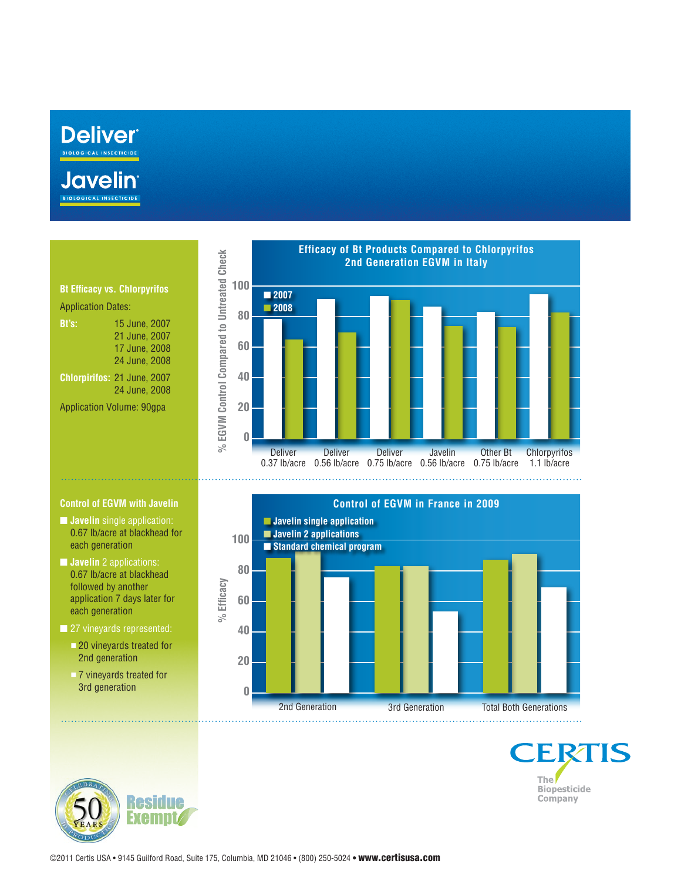# Deliver

BIOLOGICAL INSECTICIDE

# Javelin

BIOLOGICAL INSECTICIDE

## Bt Efficacy vs. Chlorpyrifos

Application Dates:

**Bt's:** 15 June, 2007
21 June, 2007
17 June, 2008
24 June, 2008

**Chlorpirifos:** 21 June, 2007
24 June, 2008

Application Volume: 90gpa

Efficacy of Bt Products Compared to Chlorpyrifos
2nd Generation EGVM in Italy

% EGVM Control Compared to Untreated Check

100
80
60
40
20
0

2007
2008

Deliver 0.37 lb/acre
Deliver 0.56 lb/acre
Deliver 0.75 lb/acre
Javelin 0.56 lb/acre
Other Bt 0.75 lb/acre
Chlorpyrifos 1.1 lb/acre

## Control of EGVM with Javelin

- **Javelin** single application: 0.67 lb/acre at blackhead for each generation
- **Javelin** 2 applications: 0.67 lb/acre at blackhead followed by another application 7 days later for each generation
- 27 vineyards represented:
  - 20 vineyards treated for 2nd generation
  - 7 vineyards treated for 3rd generation

Control of EGVM in France in 2009

% Efficacy

100
80
60
40
20
0

Javelin single application
Javelin 2 applications
Standard chemical program

2nd Generation
3rd Generation
Total Both Generations

Celebrating 50 Years Bt Production

Residue Exempt

CERTIS
The Biopesticide Company

©2011 Certis USA • 9145 Guilford Road, Suite 175, Columbia, MD 21046 • (800) 250-5024 • **www.certisusa.com**